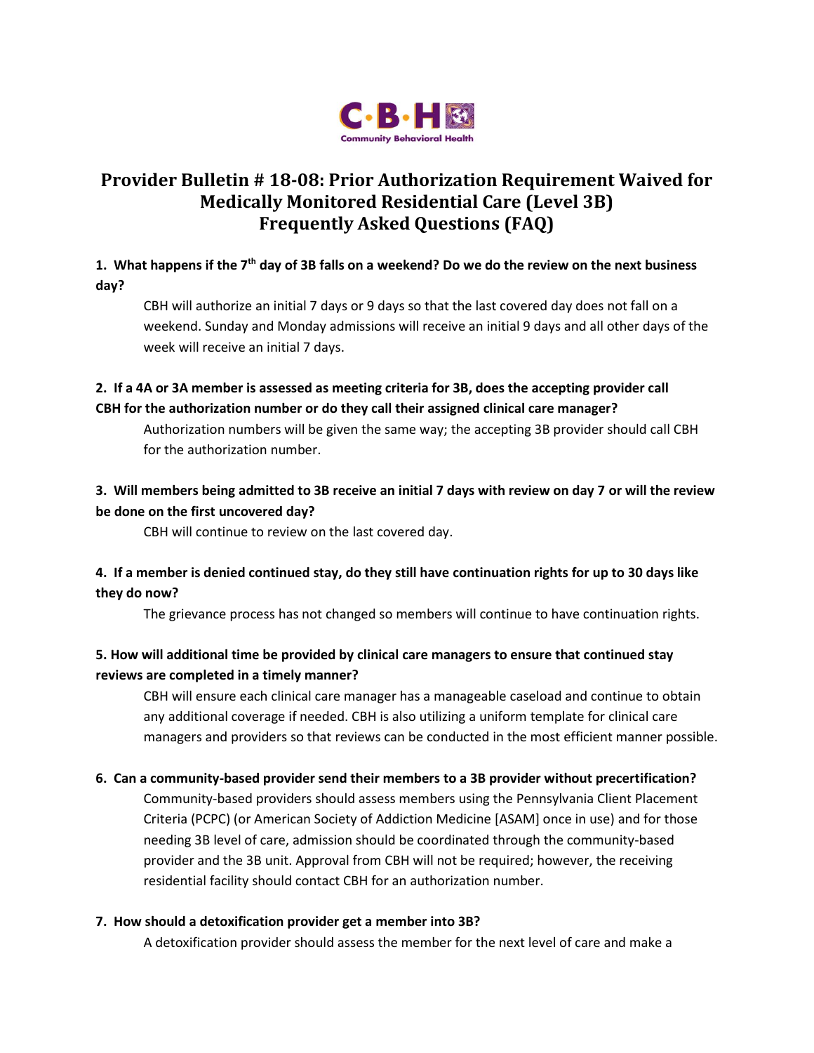# Provider Bulletin # 18-08: Prior Authorization Requirement Waived for Medically Monitored Residential Care (Level 3B) Frequently Asked Questions (FAQ)

**1. What happens if the 7th day of 3B falls on a weekend? Do we do the review on the next business day?**

CBH will authorize an initial 7 days or 9 days so that the last covered day does not fall on a weekend. Sunday and Monday admissions will receive an initial 9 days and all other days of the week will receive an initial 7 days.

**2. If a 4A or 3A member is assessed as meeting criteria for 3B, does the accepting provider call CBH for the authorization number or do they call their assigned clinical care manager?**

Authorization numbers will be given the same way; the accepting 3B provider should call CBH for the authorization number.

**3. Will members being admitted to 3B receive an initial 7 days with review on day 7 or will the review be done on the first uncovered day?**

CBH will continue to review on the last covered day.

**4. If a member is denied continued stay, do they still have continuation rights for up to 30 days like they do now?**

The grievance process has not changed so members will continue to have continuation rights.

**5. How will additional time be provided by clinical care managers to ensure that continued stay reviews are completed in a timely manner?**

CBH will ensure each clinical care manager has a manageable caseload and continue to obtain any additional coverage if needed. CBH is also utilizing a uniform template for clinical care managers and providers so that reviews can be conducted in the most efficient manner possible.

**6. Can a community-based provider send their members to a 3B provider without precertification?**

Community-based providers should assess members using the Pennsylvania Client Placement Criteria (PCPC) (or American Society of Addiction Medicine [ASAM] once in use) and for those needing 3B level of care, admission should be coordinated through the community-based provider and the 3B unit. Approval from CBH will not be required; however, the receiving residential facility should contact CBH for an authorization number.

**7. How should a detoxification provider get a member into 3B?**

A detoxification provider should assess the member for the next level of care and make a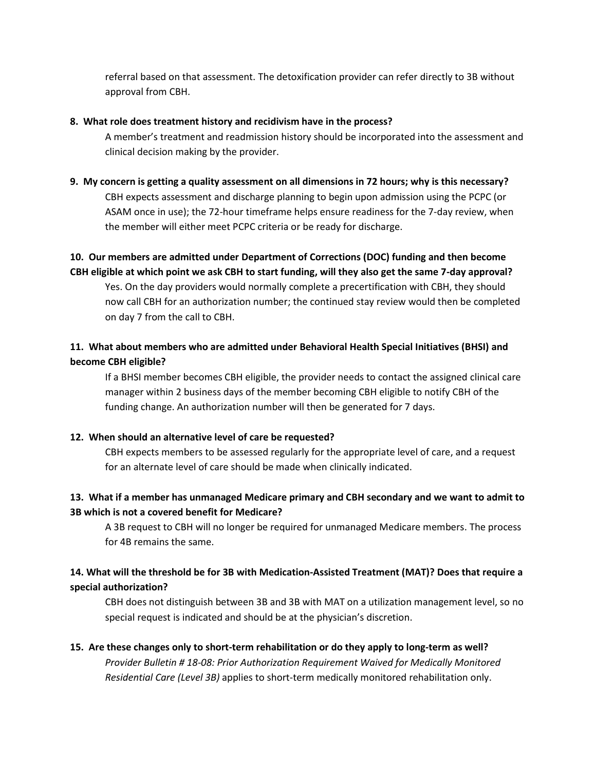referral based on that assessment. The detoxification provider can refer directly to 3B without approval from CBH.

**8. What role does treatment history and recidivism have in the process?**

A member's treatment and readmission history should be incorporated into the assessment and clinical decision making by the provider.

**9. My concern is getting a quality assessment on all dimensions in 72 hours; why is this necessary?**

CBH expects assessment and discharge planning to begin upon admission using the PCPC (or ASAM once in use); the 72-hour timeframe helps ensure readiness for the 7-day review, when the member will either meet PCPC criteria or be ready for discharge.

**10. Our members are admitted under Department of Corrections (DOC) funding and then become CBH eligible at which point we ask CBH to start funding, will they also get the same 7-day approval?**

Yes. On the day providers would normally complete a precertification with CBH, they should now call CBH for an authorization number; the continued stay review would then be completed on day 7 from the call to CBH.

**11. What about members who are admitted under Behavioral Health Special Initiatives (BHSI) and become CBH eligible?**

If a BHSI member becomes CBH eligible, the provider needs to contact the assigned clinical care manager within 2 business days of the member becoming CBH eligible to notify CBH of the funding change. An authorization number will then be generated for 7 days.

**12. When should an alternative level of care be requested?**

CBH expects members to be assessed regularly for the appropriate level of care, and a request for an alternate level of care should be made when clinically indicated.

**13. What if a member has unmanaged Medicare primary and CBH secondary and we want to admit to 3B which is not a covered benefit for Medicare?**

A 3B request to CBH will no longer be required for unmanaged Medicare members. The process for 4B remains the same.

**14. What will the threshold be for 3B with Medication-Assisted Treatment (MAT)? Does that require a special authorization?**

CBH does not distinguish between 3B and 3B with MAT on a utilization management level, so no special request is indicated and should be at the physician's discretion.

**15. Are these changes only to short-term rehabilitation or do they apply to long-term as well?**

*Provider Bulletin # 18-08: Prior Authorization Requirement Waived for Medically Monitored Residential Care (Level 3B)* applies to short-term medically monitored rehabilitation only.